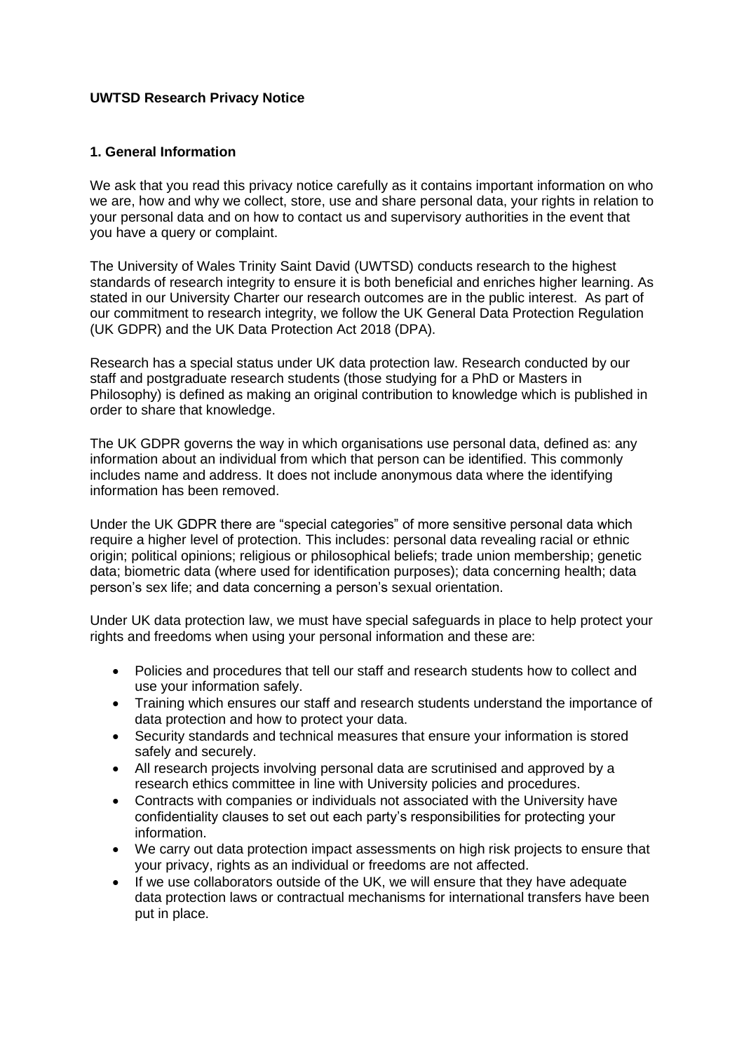**UWTSD Research Privacy Notice**

**1. General Information**

We ask that you read this privacy notice carefully as it contains important information on who we are, how and why we collect, store, use and share personal data, your rights in relation to your personal data and on how to contact us and supervisory authorities in the event that you have a query or complaint.

The University of Wales Trinity Saint David (UWTSD) conducts research to the highest standards of research integrity to ensure it is both beneficial and enriches higher learning. As stated in our University Charter our research outcomes are in the public interest. As part of our commitment to research integrity, we follow the UK General Data Protection Regulation (UK GDPR) and the UK Data Protection Act 2018 (DPA).

Research has a special status under UK data protection law. Research conducted by our staff and postgraduate research students (those studying for a PhD or Masters in Philosophy) is defined as making an original contribution to knowledge which is published in order to share that knowledge.

The UK GDPR governs the way in which organisations use personal data, defined as: any information about an individual from which that person can be identified. This commonly includes name and address. It does not include anonymous data where the identifying information has been removed.

Under the UK GDPR there are "special categories" of more sensitive personal data which require a higher level of protection. This includes: personal data revealing racial or ethnic origin; political opinions; religious or philosophical beliefs; trade union membership; genetic data; biometric data (where used for identification purposes); data concerning health; data person's sex life; and data concerning a person's sexual orientation.

Under UK data protection law, we must have special safeguards in place to help protect your rights and freedoms when using your personal information and these are:

- Policies and procedures that tell our staff and research students how to collect and use your information safely.
- Training which ensures our staff and research students understand the importance of data protection and how to protect your data.
- Security standards and technical measures that ensure your information is stored safely and securely.
- All research projects involving personal data are scrutinised and approved by a research ethics committee in line with University policies and procedures.
- Contracts with companies or individuals not associated with the University have confidentiality clauses to set out each party's responsibilities for protecting your information.
- We carry out data protection impact assessments on high risk projects to ensure that your privacy, rights as an individual or freedoms are not affected.
- If we use collaborators outside of the UK, we will ensure that they have adequate data protection laws or contractual mechanisms for international transfers have been put in place.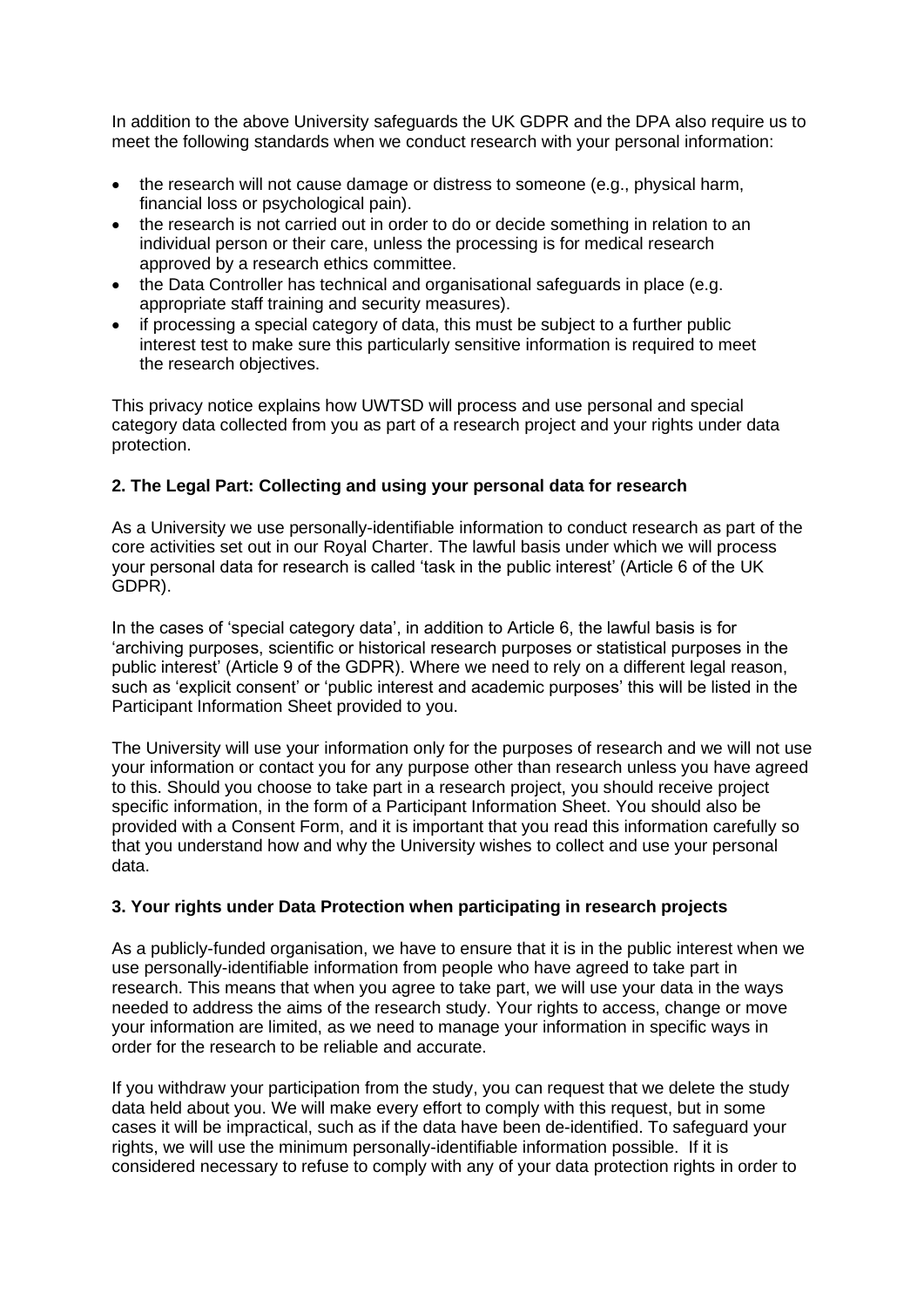In addition to the above University safeguards the UK GDPR and the DPA also require us to meet the following standards when we conduct research with your personal information:

- the research will not cause damage or distress to someone (e.g., physical harm, financial loss or psychological pain).
- the research is not carried out in order to do or decide something in relation to an individual person or their care, unless the processing is for medical research approved by a research ethics committee.
- the Data Controller has technical and organisational safeguards in place (e.g. appropriate staff training and security measures).
- if processing a special category of data, this must be subject to a further public interest test to make sure this particularly sensitive information is required to meet the research objectives.

This privacy notice explains how UWTSD will process and use personal and special category data collected from you as part of a research project and your rights under data protection.

### 2. The Legal Part: Collecting and using your personal data for research

As a University we use personally-identifiable information to conduct research as part of the core activities set out in our Royal Charter. The lawful basis under which we will process your personal data for research is called 'task in the public interest' (Article 6 of the UK GDPR).

In the cases of 'special category data', in addition to Article 6, the lawful basis is for 'archiving purposes, scientific or historical research purposes or statistical purposes in the public interest' (Article 9 of the GDPR). Where we need to rely on a different legal reason, such as 'explicit consent' or 'public interest and academic purposes' this will be listed in the Participant Information Sheet provided to you.

The University will use your information only for the purposes of research and we will not use your information or contact you for any purpose other than research unless you have agreed to this. Should you choose to take part in a research project, you should receive project specific information, in the form of a Participant Information Sheet. You should also be provided with a Consent Form, and it is important that you read this information carefully so that you understand how and why the University wishes to collect and use your personal data.

### 3. Your rights under Data Protection when participating in research projects

As a publicly-funded organisation, we have to ensure that it is in the public interest when we use personally-identifiable information from people who have agreed to take part in research. This means that when you agree to take part, we will use your data in the ways needed to address the aims of the research study. Your rights to access, change or move your information are limited, as we need to manage your information in specific ways in order for the research to be reliable and accurate.

If you withdraw your participation from the study, you can request that we delete the study data held about you. We will make every effort to comply with this request, but in some cases it will be impractical, such as if the data have been de-identified. To safeguard your rights, we will use the minimum personally-identifiable information possible. If it is considered necessary to refuse to comply with any of your data protection rights in order to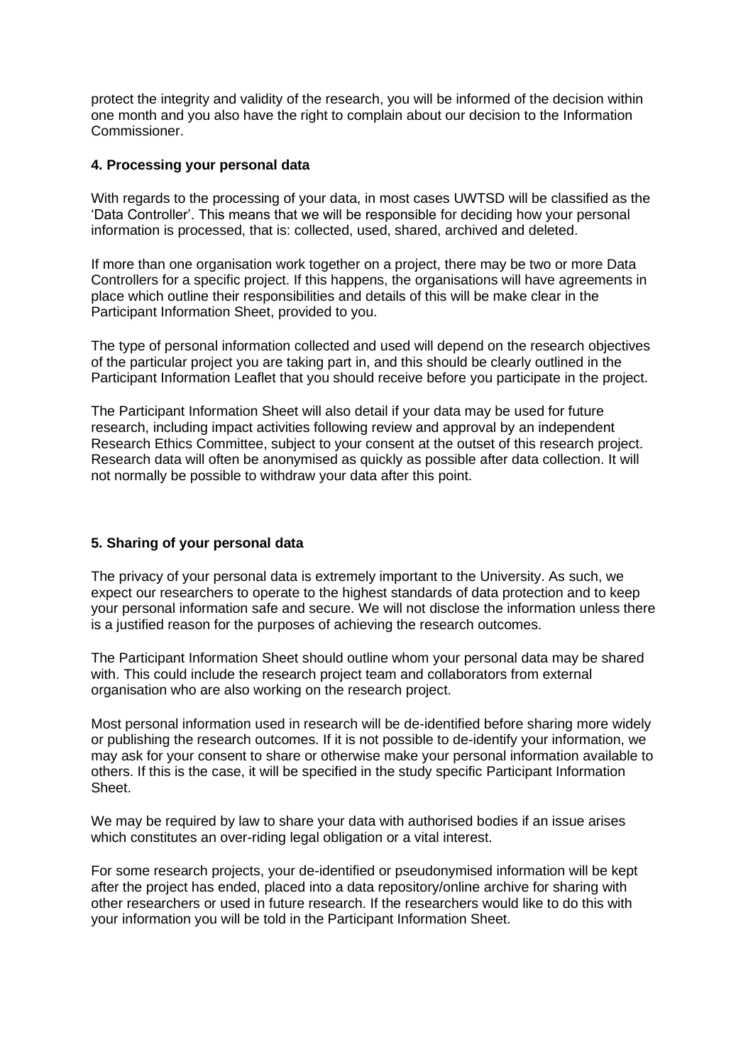protect the integrity and validity of the research, you will be informed of the decision within one month and you also have the right to complain about our decision to the Information Commissioner.

### 4. Processing your personal data

With regards to the processing of your data, in most cases UWTSD will be classified as the 'Data Controller'. This means that we will be responsible for deciding how your personal information is processed, that is: collected, used, shared, archived and deleted.

If more than one organisation work together on a project, there may be two or more Data Controllers for a specific project. If this happens, the organisations will have agreements in place which outline their responsibilities and details of this will be make clear in the Participant Information Sheet, provided to you.

The type of personal information collected and used will depend on the research objectives of the particular project you are taking part in, and this should be clearly outlined in the Participant Information Leaflet that you should receive before you participate in the project.

The Participant Information Sheet will also detail if your data may be used for future research, including impact activities following review and approval by an independent Research Ethics Committee, subject to your consent at the outset of this research project. Research data will often be anonymised as quickly as possible after data collection. It will not normally be possible to withdraw your data after this point.

### 5. Sharing of your personal data

The privacy of your personal data is extremely important to the University. As such, we expect our researchers to operate to the highest standards of data protection and to keep your personal information safe and secure. We will not disclose the information unless there is a justified reason for the purposes of achieving the research outcomes.

The Participant Information Sheet should outline whom your personal data may be shared with. This could include the research project team and collaborators from external organisation who are also working on the research project.

Most personal information used in research will be de-identified before sharing more widely or publishing the research outcomes. If it is not possible to de-identify your information, we may ask for your consent to share or otherwise make your personal information available to others. If this is the case, it will be specified in the study specific Participant Information Sheet.

We may be required by law to share your data with authorised bodies if an issue arises which constitutes an over-riding legal obligation or a vital interest.

For some research projects, your de-identified or pseudonymised information will be kept after the project has ended, placed into a data repository/online archive for sharing with other researchers or used in future research. If the researchers would like to do this with your information you will be told in the Participant Information Sheet.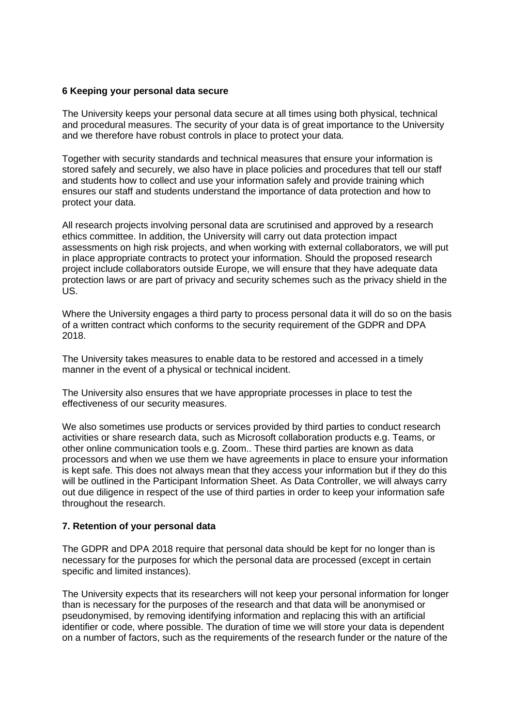## 6 Keeping your personal data secure

The University keeps your personal data secure at all times using both physical, technical and procedural measures. The security of your data is of great importance to the University and we therefore have robust controls in place to protect your data.

Together with security standards and technical measures that ensure your information is stored safely and securely, we also have in place policies and procedures that tell our staff and students how to collect and use your information safely and provide training which ensures our staff and students understand the importance of data protection and how to protect your data.

All research projects involving personal data are scrutinised and approved by a research ethics committee. In addition, the University will carry out data protection impact assessments on high risk projects, and when working with external collaborators, we will put in place appropriate contracts to protect your information. Should the proposed research project include collaborators outside Europe, we will ensure that they have adequate data protection laws or are part of privacy and security schemes such as the privacy shield in the US.

Where the University engages a third party to process personal data it will do so on the basis of a written contract which conforms to the security requirement of the GDPR and DPA 2018.

The University takes measures to enable data to be restored and accessed in a timely manner in the event of a physical or technical incident.

The University also ensures that we have appropriate processes in place to test the effectiveness of our security measures.

We also sometimes use products or services provided by third parties to conduct research activities or share research data, such as Microsoft collaboration products e.g. Teams, or other online communication tools e.g. Zoom.. These third parties are known as data processors and when we use them we have agreements in place to ensure your information is kept safe. This does not always mean that they access your information but if they do this will be outlined in the Participant Information Sheet. As Data Controller, we will always carry out due diligence in respect of the use of third parties in order to keep your information safe throughout the research.

## 7. Retention of your personal data

The GDPR and DPA 2018 require that personal data should be kept for no longer than is necessary for the purposes for which the personal data are processed (except in certain specific and limited instances).

The University expects that its researchers will not keep your personal information for longer than is necessary for the purposes of the research and that data will be anonymised or pseudonymised, by removing identifying information and replacing this with an artificial identifier or code, where possible. The duration of time we will store your data is dependent on a number of factors, such as the requirements of the research funder or the nature of the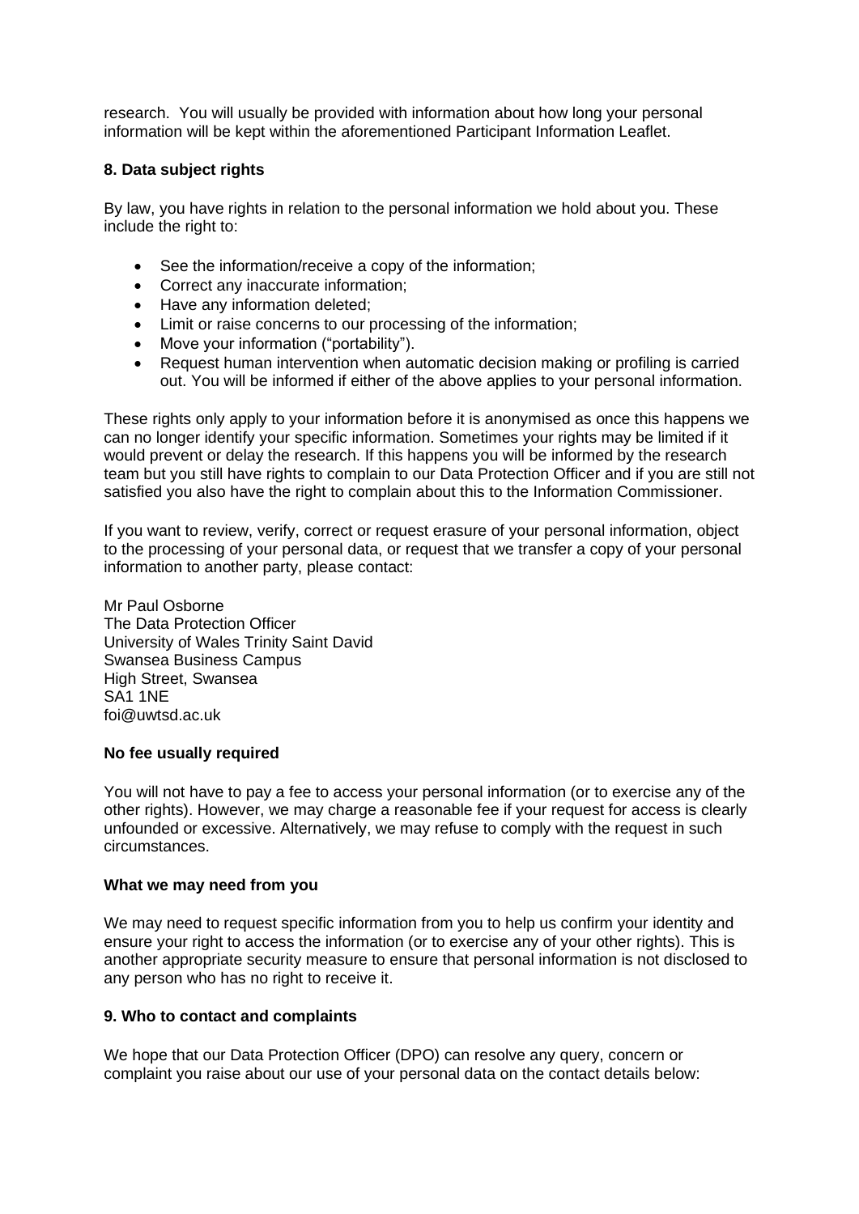research. You will usually be provided with information about how long your personal information will be kept within the aforementioned Participant Information Leaflet.

## 8. Data subject rights

By law, you have rights in relation to the personal information we hold about you. These include the right to:

- See the information/receive a copy of the information;
- Correct any inaccurate information;
- Have any information deleted;
- Limit or raise concerns to our processing of the information;
- Move your information ("portability").
- Request human intervention when automatic decision making or profiling is carried out. You will be informed if either of the above applies to your personal information.

These rights only apply to your information before it is anonymised as once this happens we can no longer identify your specific information. Sometimes your rights may be limited if it would prevent or delay the research. If this happens you will be informed by the research team but you still have rights to complain to our Data Protection Officer and if you are still not satisfied you also have the right to complain about this to the Information Commissioner.

If you want to review, verify, correct or request erasure of your personal information, object to the processing of your personal data, or request that we transfer a copy of your personal information to another party, please contact:

Mr Paul Osborne
The Data Protection Officer
University of Wales Trinity Saint David
Swansea Business Campus
High Street, Swansea
SA1 1NE
foi@uwtsd.ac.uk

**No fee usually required**

You will not have to pay a fee to access your personal information (or to exercise any of the other rights). However, we may charge a reasonable fee if your request for access is clearly unfounded or excessive. Alternatively, we may refuse to comply with the request in such circumstances.

**What we may need from you**

We may need to request specific information from you to help us confirm your identity and ensure your right to access the information (or to exercise any of your other rights). This is another appropriate security measure to ensure that personal information is not disclosed to any person who has no right to receive it.

## 9. Who to contact and complaints

We hope that our Data Protection Officer (DPO) can resolve any query, concern or complaint you raise about our use of your personal data on the contact details below: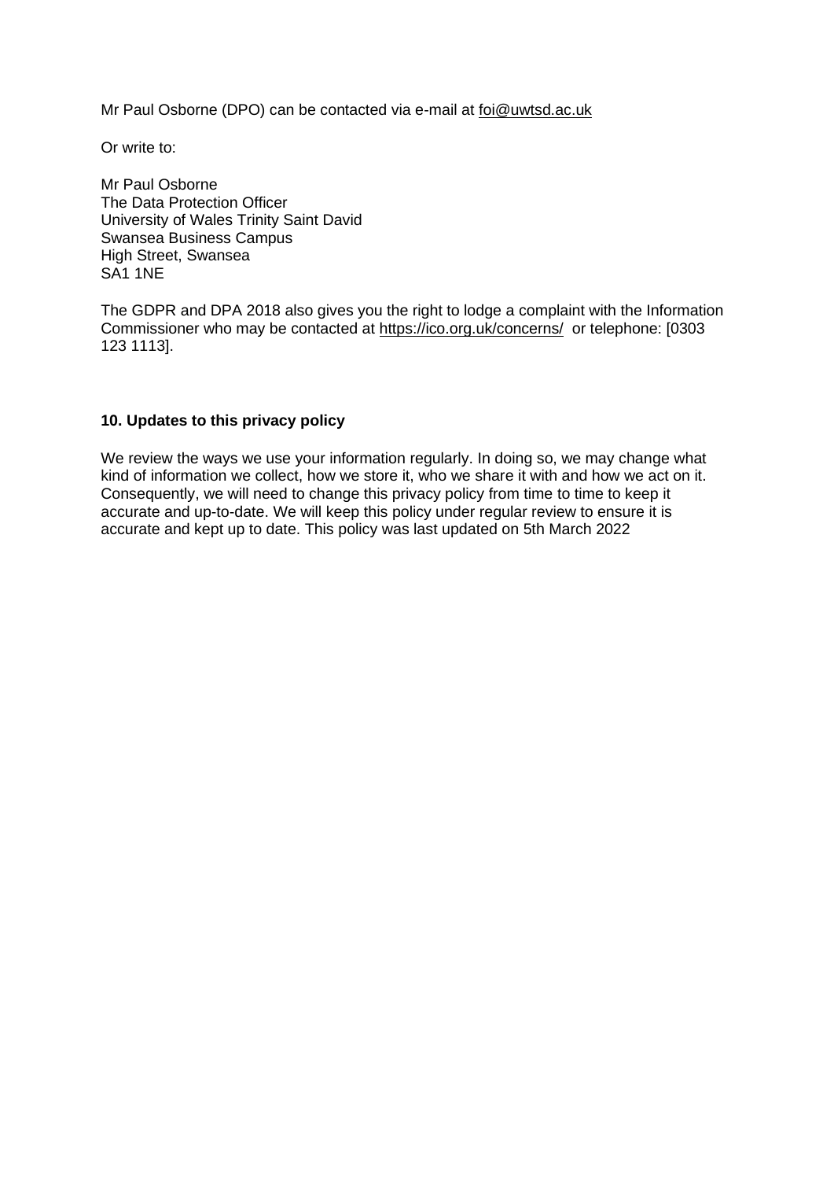Mr Paul Osborne (DPO) can be contacted via e-mail at foi@uwtsd.ac.uk

Or write to:

Mr Paul Osborne  
The Data Protection Officer  
University of Wales Trinity Saint David  
Swansea Business Campus  
High Street, Swansea  
SA1 1NE

The GDPR and DPA 2018 also gives you the right to lodge a complaint with the Information Commissioner who may be contacted at https://ico.org.uk/concerns/ or telephone: [0303 123 1113].

**10. Updates to this privacy policy**

We review the ways we use your information regularly. In doing so, we may change what kind of information we collect, how we store it, who we share it with and how we act on it. Consequently, we will need to change this privacy policy from time to time to keep it accurate and up-to-date. We will keep this policy under regular review to ensure it is accurate and kept up to date. This policy was last updated on 5th March 2022